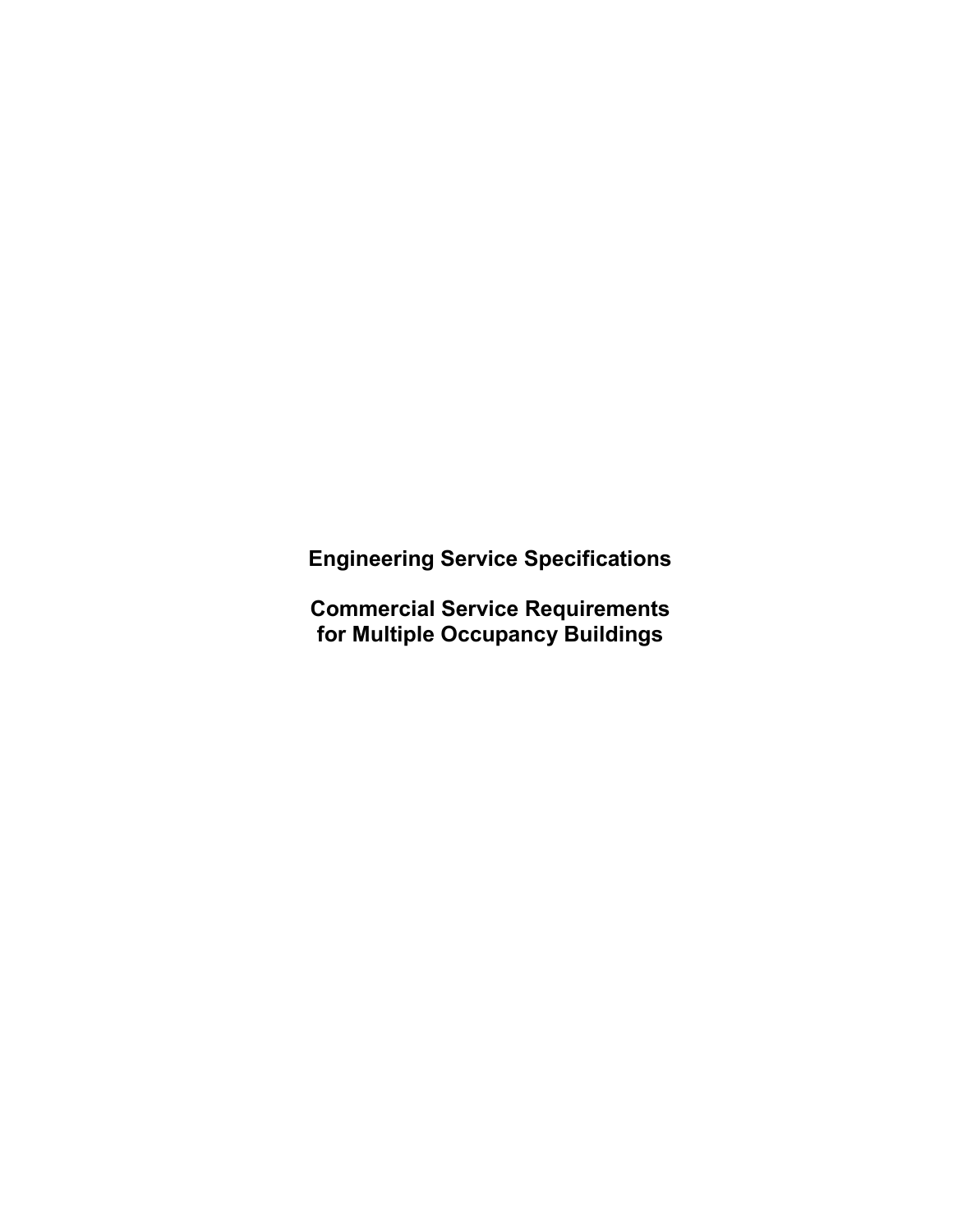# Engineering Service Specifications

# Commercial Service Requirements for Multiple Occupancy Buildings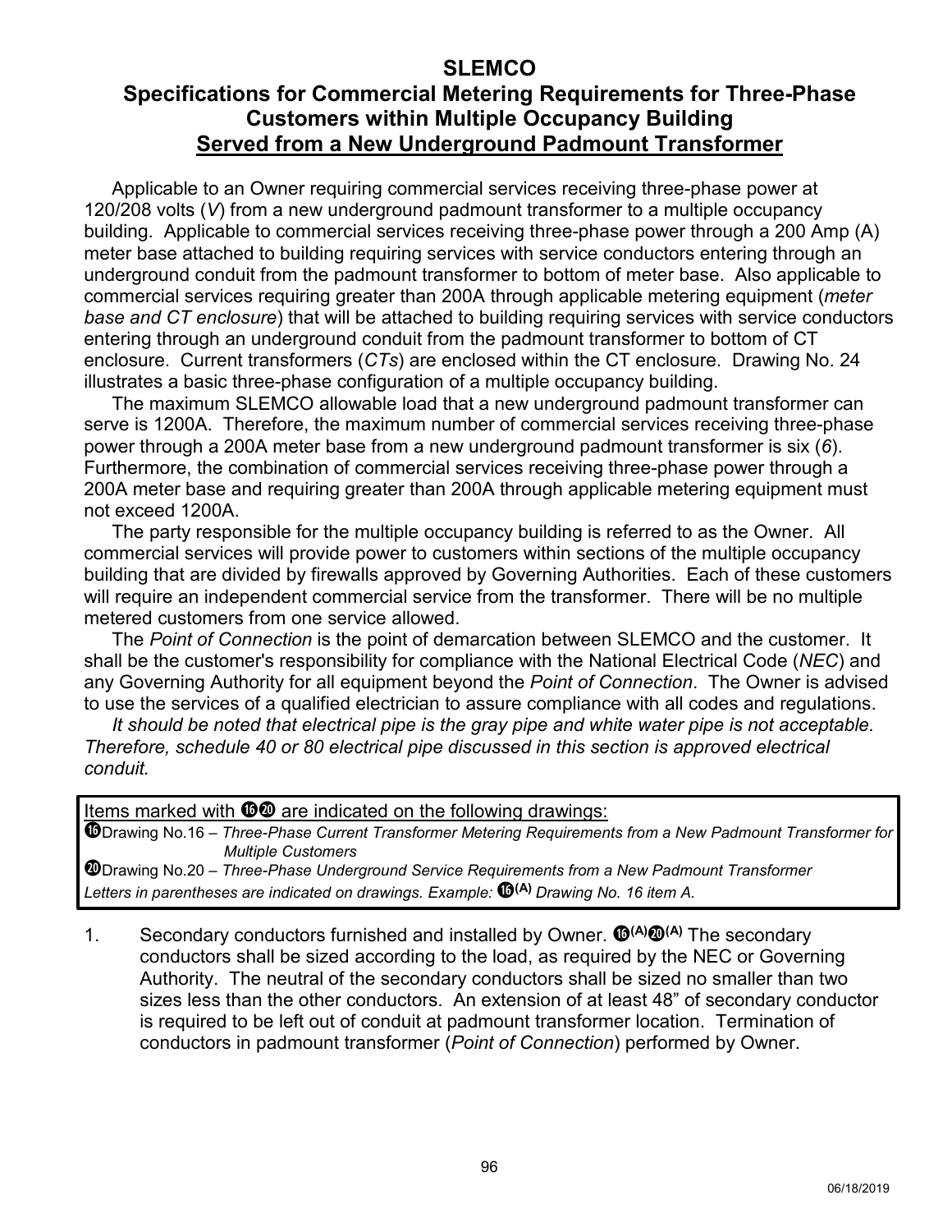# SLEMCO

## Specifications for Commercial Metering Requirements for Three-Phase Customers within Multiple Occupancy Building

## Served from a New Underground Padmount Transformer

Applicable to an Owner requiring commercial services receiving three-phase power at 120/208 volts (*V*) from a new underground padmount transformer to a multiple occupancy building. Applicable to commercial services receiving three-phase power through a 200 Amp (A) meter base attached to building requiring services with service conductors entering through an underground conduit from the padmount transformer to bottom of meter base. Also applicable to commercial services requiring greater than 200A through applicable metering equipment (*meter base and CT enclosure*) that will be attached to building requiring services with service conductors entering through an underground conduit from the padmount transformer to bottom of CT enclosure. Current transformers (*CTs*) are enclosed within the CT enclosure. Drawing No. 24 illustrates a basic three-phase configuration of a multiple occupancy building.

The maximum SLEMCO allowable load that a new underground padmount transformer can serve is 1200A. Therefore, the maximum number of commercial services receiving three-phase power through a 200A meter base from a new underground padmount transformer is six (*6*). Furthermore, the combination of commercial services receiving three-phase power through a 200A meter base and requiring greater than 200A through applicable metering equipment must not exceed 1200A.

The party responsible for the multiple occupancy building is referred to as the Owner. All commercial services will provide power to customers within sections of the multiple occupancy building that are divided by firewalls approved by Governing Authorities. Each of these customers will require an independent commercial service from the transformer. There will be no multiple metered customers from one service allowed.

The *Point of Connection* is the point of demarcation between SLEMCO and the customer. It shall be the customer's responsibility for compliance with the National Electrical Code (*NEC*) and any Governing Authority for all equipment beyond the *Point of Connection*. The Owner is advised to use the services of a qualified electrician to assure compliance with all codes and regulations.

*It should be noted that electrical pipe is the gray pipe and white water pipe is not acceptable. Therefore, schedule 40 or 80 electrical pipe discussed in this section is approved electrical conduit.*

> Items marked with ⓰⓴ are indicated on the following drawings:
>
> ⓰Drawing No.16 – *Three-Phase Current Transformer Metering Requirements from a New Padmount Transformer for Multiple Customers*
>
> ⓴Drawing No.20 – *Three-Phase Underground Service Requirements from a New Padmount Transformer*
>
> *Letters in parentheses are indicated on drawings. Example:* ⓰(A) *Drawing No. 16 item A.*

1. Secondary conductors furnished and installed by Owner. ⓰(A)⓴(A) The secondary conductors shall be sized according to the load, as required by the NEC or Governing Authority. The neutral of the secondary conductors shall be sized no smaller than two sizes less than the other conductors. An extension of at least 48" of secondary conductor is required to be left out of conduit at padmount transformer location. Termination of conductors in padmount transformer (*Point of Connection*) performed by Owner.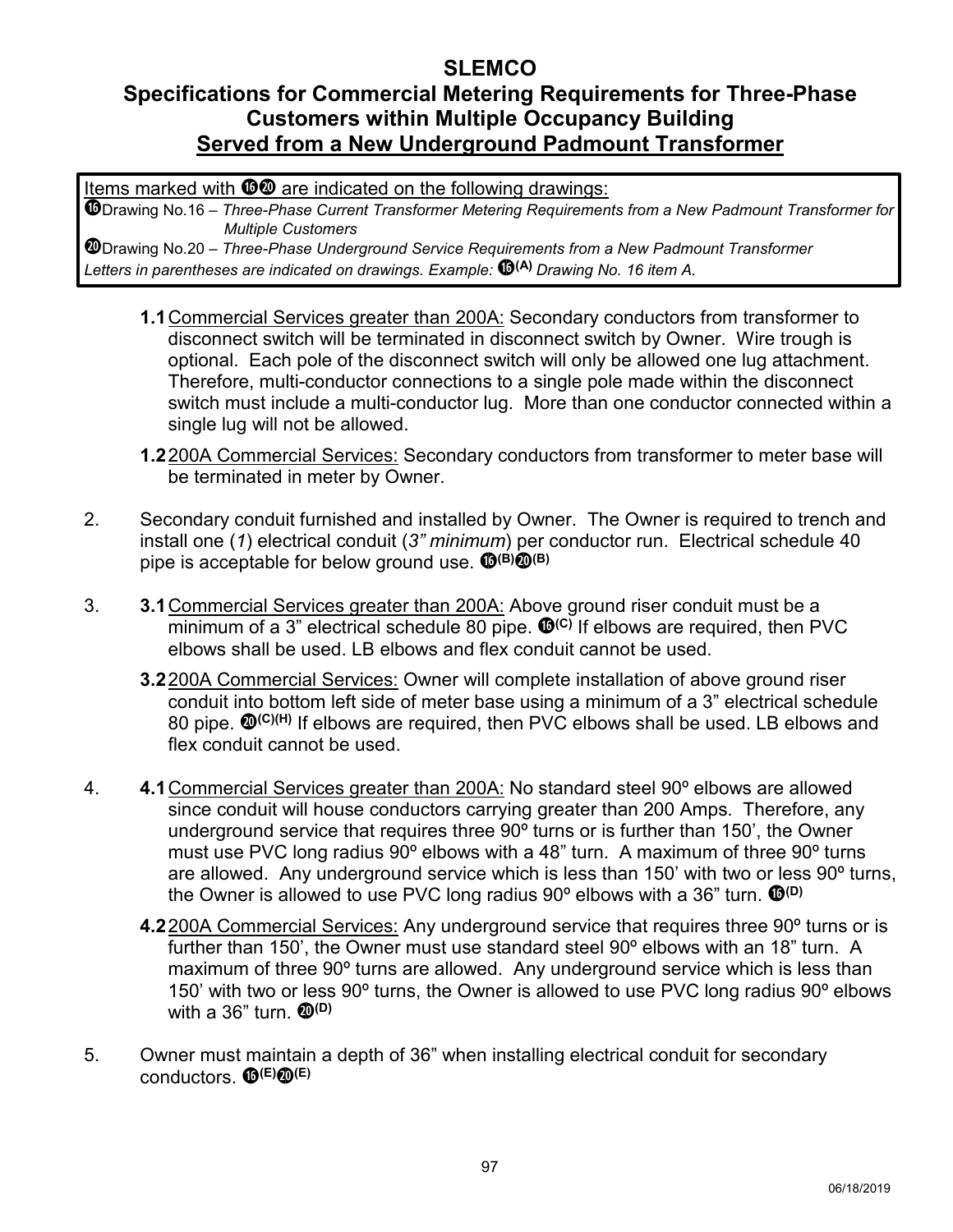# SLEMCO

## Specifications for Commercial Metering Requirements for Three-Phase Customers within Multiple Occupancy Building

## Served from a New Underground Padmount Transformer

> Items marked with ⓰⓴ are indicated on the following drawings:
>
> ⓰Drawing No.16 – *Three-Phase Current Transformer Metering Requirements from a New Padmount Transformer for Multiple Customers*
>
> ⓴Drawing No.20 – *Three-Phase Underground Service Requirements from a New Padmount Transformer*
>
> *Letters in parentheses are indicated on drawings. Example:* ⓰(A) *Drawing No. 16 item A.*

**1.1** Commercial Services greater than 200A: Secondary conductors from transformer to disconnect switch will be terminated in disconnect switch by Owner. Wire trough is optional. Each pole of the disconnect switch will only be allowed one lug attachment. Therefore, multi-conductor connections to a single pole made within the disconnect switch must include a multi-conductor lug. More than one conductor connected within a single lug will not be allowed.

**1.2** 200A Commercial Services: Secondary conductors from transformer to meter base will be terminated in meter by Owner.

2. Secondary conduit furnished and installed by Owner. The Owner is required to trench and install one (*1*) electrical conduit (*3" minimum*) per conductor run. Electrical schedule 40 pipe is acceptable for below ground use. ⓰(B)⓴(B)

3. **3.1** Commercial Services greater than 200A: Above ground riser conduit must be a minimum of a 3" electrical schedule 80 pipe. ⓰(C) If elbows are required, then PVC elbows shall be used. LB elbows and flex conduit cannot be used.

   **3.2** 200A Commercial Services: Owner will complete installation of above ground riser conduit into bottom left side of meter base using a minimum of a 3" electrical schedule 80 pipe. ⓴(C)(H) If elbows are required, then PVC elbows shall be used. LB elbows and flex conduit cannot be used.

4. **4.1** Commercial Services greater than 200A: No standard steel 90º elbows are allowed since conduit will house conductors carrying greater than 200 Amps. Therefore, any underground service that requires three 90º turns or is further than 150', the Owner must use PVC long radius 90º elbows with a 48" turn. A maximum of three 90º turns are allowed. Any underground service which is less than 150' with two or less 90º turns, the Owner is allowed to use PVC long radius 90º elbows with a 36" turn. ⓰(D)

   **4.2** 200A Commercial Services: Any underground service that requires three 90º turns or is further than 150', the Owner must use standard steel 90º elbows with an 18" turn. A maximum of three 90º turns are allowed. Any underground service which is less than 150' with two or less 90º turns, the Owner is allowed to use PVC long radius 90º elbows with a 36" turn. ⓴(D)

5. Owner must maintain a depth of 36" when installing electrical conduit for secondary conductors. ⓰(E)⓴(E)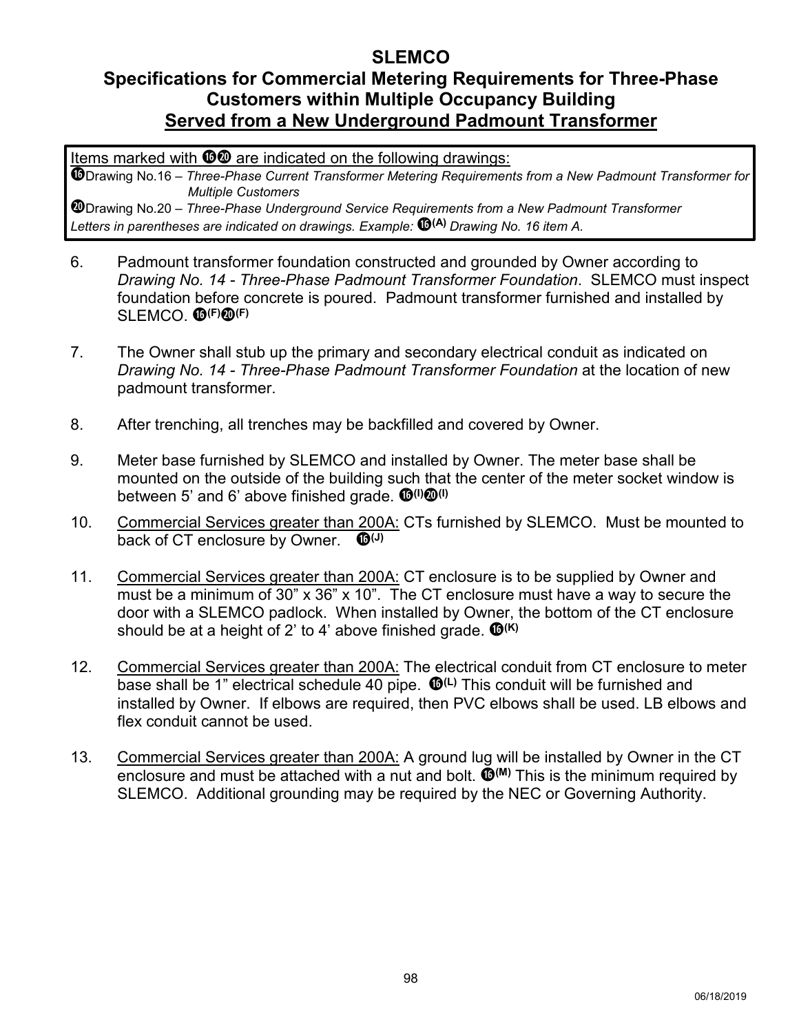# SLEMCO
## Specifications for Commercial Metering Requirements for Three-Phase Customers within Multiple Occupancy Building
## Served from a New Underground Padmount Transformer

Items marked with ⓰⓴ are indicated on the following drawings:
⓰Drawing No.16 – *Three-Phase Current Transformer Metering Requirements from a New Padmount Transformer for Multiple Customers*
⓴Drawing No.20 – *Three-Phase Underground Service Requirements from a New Padmount Transformer*
*Letters in parentheses are indicated on drawings. Example:* ⓰**(A)** *Drawing No. 16 item A.*

6. Padmount transformer foundation constructed and grounded by Owner according to *Drawing No. 14 - Three-Phase Padmount Transformer Foundation*. SLEMCO must inspect foundation before concrete is poured. Padmount transformer furnished and installed by SLEMCO. ⓰**(F)**⓴**(F)**

7. The Owner shall stub up the primary and secondary electrical conduit as indicated on *Drawing No. 14 - Three-Phase Padmount Transformer Foundation* at the location of new padmount transformer.

8. After trenching, all trenches may be backfilled and covered by Owner.

9. Meter base furnished by SLEMCO and installed by Owner. The meter base shall be mounted on the outside of the building such that the center of the meter socket window is between 5' and 6' above finished grade. ⓰**(I)**⓴**(I)**

10. Commercial Services greater than 200A: CTs furnished by SLEMCO. Must be mounted to back of CT enclosure by Owner. ⓰**(J)**

11. Commercial Services greater than 200A: CT enclosure is to be supplied by Owner and must be a minimum of 30" x 36" x 10". The CT enclosure must have a way to secure the door with a SLEMCO padlock. When installed by Owner, the bottom of the CT enclosure should be at a height of 2' to 4' above finished grade. ⓰**(K)**

12. Commercial Services greater than 200A: The electrical conduit from CT enclosure to meter base shall be 1" electrical schedule 40 pipe. ⓰**(L)** This conduit will be furnished and installed by Owner. If elbows are required, then PVC elbows shall be used. LB elbows and flex conduit cannot be used.

13. Commercial Services greater than 200A: A ground lug will be installed by Owner in the CT enclosure and must be attached with a nut and bolt. ⓰**(M)** This is the minimum required by SLEMCO. Additional grounding may be required by the NEC or Governing Authority.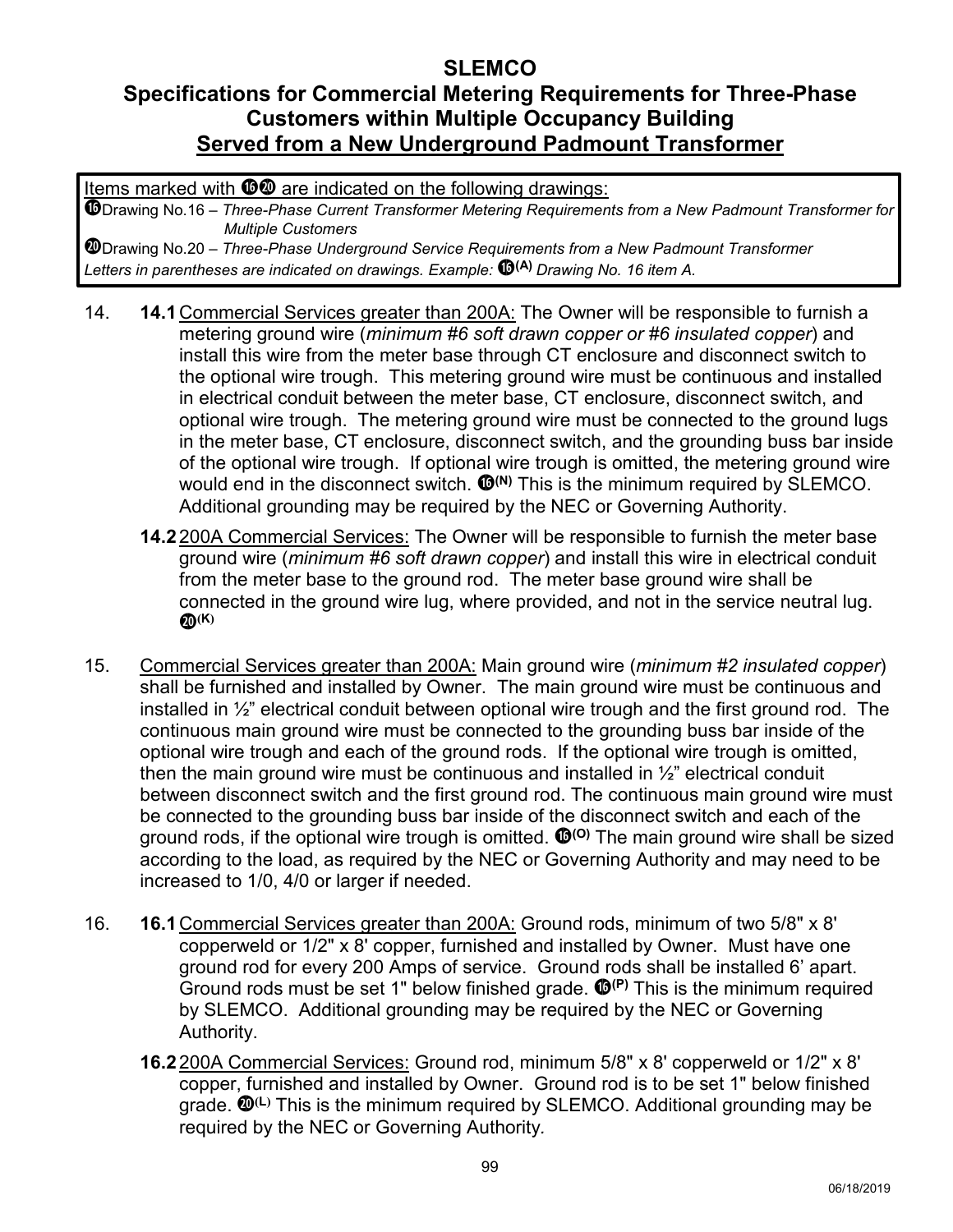# SLEMCO

## Specifications for Commercial Metering Requirements for Three-Phase Customers within Multiple Occupancy Building

## Served from a New Underground Padmount Transformer

Items marked with ⓰⓴ are indicated on the following drawings:

⓰Drawing No.16 – *Three-Phase Current Transformer Metering Requirements from a New Padmount Transformer for Multiple Customers*

⓴Drawing No.20 – *Three-Phase Underground Service Requirements from a New Padmount Transformer*

*Letters in parentheses are indicated on drawings. Example:* ⓰(A) *Drawing No. 16 item A.*

14. **14.1** Commercial Services greater than 200A: The Owner will be responsible to furnish a metering ground wire (*minimum #6 soft drawn copper or #6 insulated copper*) and install this wire from the meter base through CT enclosure and disconnect switch to the optional wire trough. This metering ground wire must be continuous and installed in electrical conduit between the meter base, CT enclosure, disconnect switch, and optional wire trough. The metering ground wire must be connected to the ground lugs in the meter base, CT enclosure, disconnect switch, and the grounding buss bar inside of the optional wire trough. If optional wire trough is omitted, the metering ground wire would end in the disconnect switch. ⓰(N) This is the minimum required by SLEMCO. Additional grounding may be required by the NEC or Governing Authority.

    **14.2** 200A Commercial Services: The Owner will be responsible to furnish the meter base ground wire (*minimum #6 soft drawn copper*) and install this wire in electrical conduit from the meter base to the ground rod. The meter base ground wire shall be connected in the ground wire lug, where provided, and not in the service neutral lug. ⓴(K)

15. Commercial Services greater than 200A: Main ground wire (*minimum #2 insulated copper*) shall be furnished and installed by Owner. The main ground wire must be continuous and installed in ½" electrical conduit between optional wire trough and the first ground rod. The continuous main ground wire must be connected to the grounding buss bar inside of the optional wire trough and each of the ground rods. If the optional wire trough is omitted, then the main ground wire must be continuous and installed in ½" electrical conduit between disconnect switch and the first ground rod. The continuous main ground wire must be connected to the grounding buss bar inside of the disconnect switch and each of the ground rods, if the optional wire trough is omitted. ⓰(O) The main ground wire shall be sized according to the load, as required by the NEC or Governing Authority and may need to be increased to 1/0, 4/0 or larger if needed.

16. **16.1** Commercial Services greater than 200A: Ground rods, minimum of two 5/8" x 8' copperweld or 1/2" x 8' copper, furnished and installed by Owner. Must have one ground rod for every 200 Amps of service. Ground rods shall be installed 6' apart. Ground rods must be set 1" below finished grade. ⓰(P) This is the minimum required by SLEMCO. Additional grounding may be required by the NEC or Governing Authority.

    **16.2** 200A Commercial Services: Ground rod, minimum 5/8" x 8' copperweld or 1/2" x 8' copper, furnished and installed by Owner. Ground rod is to be set 1" below finished grade. ⓴(L) This is the minimum required by SLEMCO. Additional grounding may be required by the NEC or Governing Authority.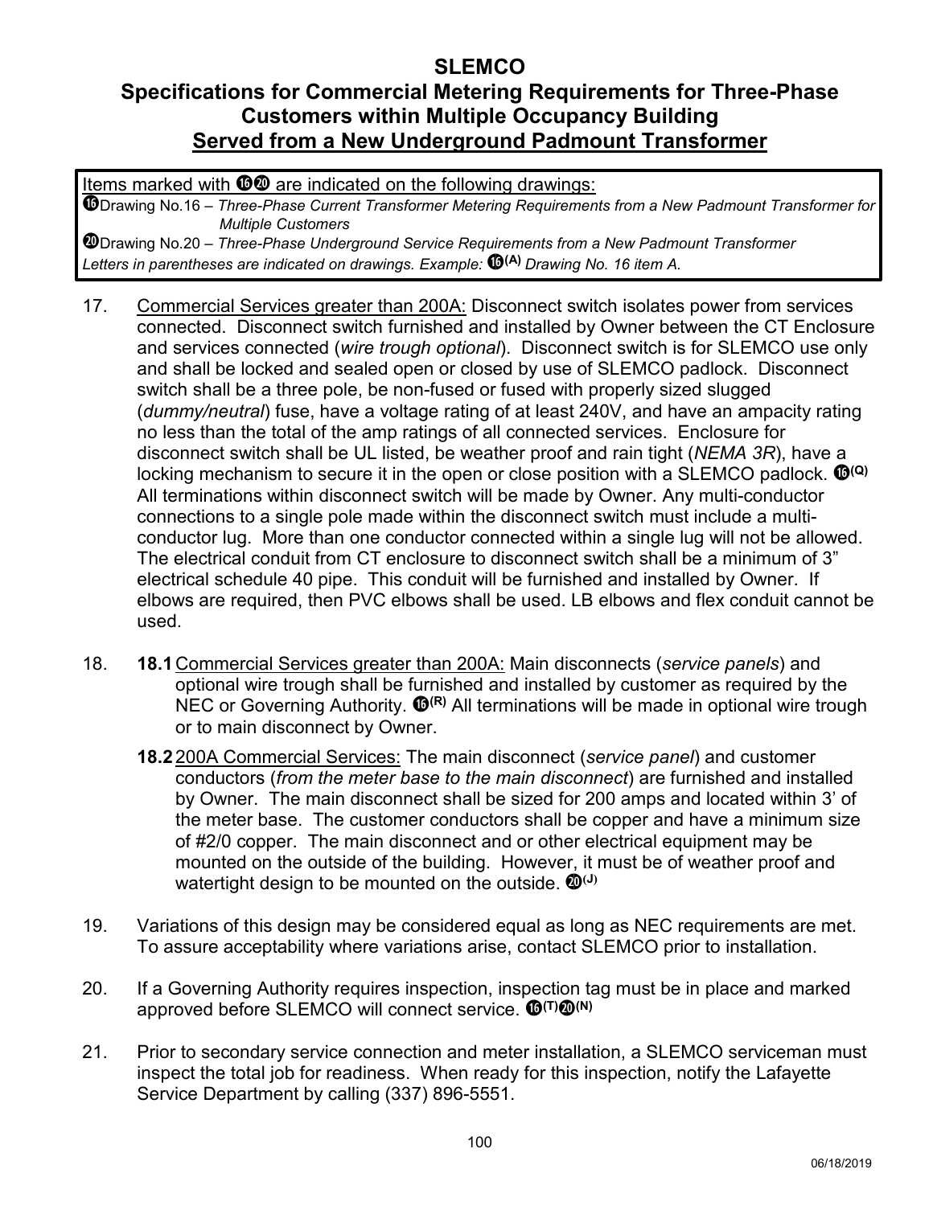## SLEMCO

## Specifications for Commercial Metering Requirements for Three-Phase Customers within Multiple Occupancy Building

## Served from a New Underground Padmount Transformer

> Items marked with ⓰⓴ are indicated on the following drawings:
>
> ⓰Drawing No.16 – *Three-Phase Current Transformer Metering Requirements from a New Padmount Transformer for Multiple Customers*
>
> ⓴Drawing No.20 – *Three-Phase Underground Service Requirements from a New Padmount Transformer*
>
> *Letters in parentheses are indicated on drawings. Example:* ⓰(A) *Drawing No. 16 item A.*

17. Commercial Services greater than 200A: Disconnect switch isolates power from services connected. Disconnect switch furnished and installed by Owner between the CT Enclosure and services connected (*wire trough optional*). Disconnect switch is for SLEMCO use only and shall be locked and sealed open or closed by use of SLEMCO padlock. Disconnect switch shall be a three pole, be non-fused or fused with properly sized slugged (*dummy/neutral*) fuse, have a voltage rating of at least 240V, and have an ampacity rating no less than the total of the amp ratings of all connected services. Enclosure for disconnect switch shall be UL listed, be weather proof and rain tight (*NEMA 3R*), have a locking mechanism to secure it in the open or close position with a SLEMCO padlock. ⓰(Q) All terminations within disconnect switch will be made by Owner. Any multi-conductor connections to a single pole made within the disconnect switch must include a multi-conductor lug. More than one conductor connected within a single lug will not be allowed. The electrical conduit from CT enclosure to disconnect switch shall be a minimum of 3" electrical schedule 40 pipe. This conduit will be furnished and installed by Owner. If elbows are required, then PVC elbows shall be used. LB elbows and flex conduit cannot be used.

18. **18.1** Commercial Services greater than 200A: Main disconnects (*service panels*) and optional wire trough shall be furnished and installed by customer as required by the NEC or Governing Authority. ⓰(R) All terminations will be made in optional wire trough or to main disconnect by Owner.

    **18.2** 200A Commercial Services: The main disconnect (*service panel*) and customer conductors (*from the meter base to the main disconnect*) are furnished and installed by Owner. The main disconnect shall be sized for 200 amps and located within 3' of the meter base. The customer conductors shall be copper and have a minimum size of #2/0 copper. The main disconnect and or other electrical equipment may be mounted on the outside of the building. However, it must be of weather proof and watertight design to be mounted on the outside. ⓴(J)

19. Variations of this design may be considered equal as long as NEC requirements are met. To assure acceptability where variations arise, contact SLEMCO prior to installation.

20. If a Governing Authority requires inspection, inspection tag must be in place and marked approved before SLEMCO will connect service. ⓰(T)⓴(N)

21. Prior to secondary service connection and meter installation, a SLEMCO serviceman must inspect the total job for readiness. When ready for this inspection, notify the Lafayette Service Department by calling (337) 896-5551.

06/18/2019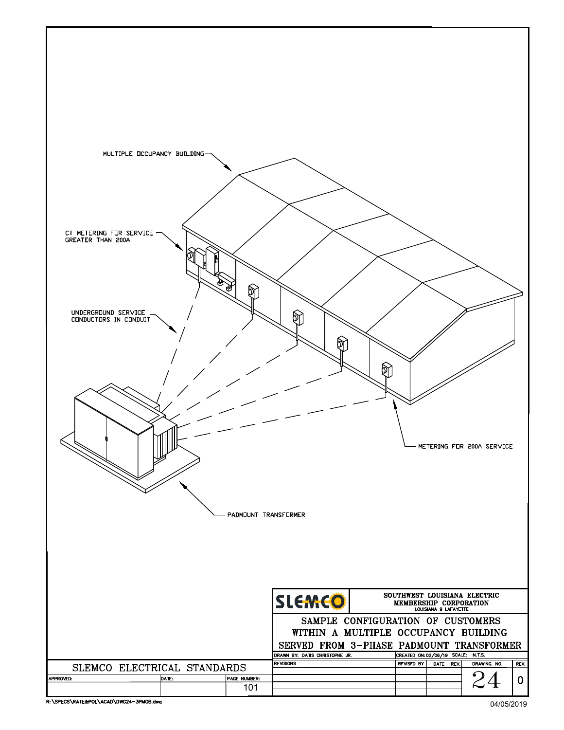MULTIPLE OCCUPANCY BUILDING

CT METERING FOR SERVICE GREATER THAN 200A

UNDERGROUND SERVICE CONDUCTORS IN CONDUIT

METERING FOR 200A SERVICE

PADMOUNT TRANSFORMER

**SLEMCO**

SOUTHWEST LOUISIANA ELECTRIC MEMBERSHIP CORPORATION
LOUISIANA 9 LAFAYETTE

# SAMPLE CONFIGURATION OF CUSTOMERS WITHIN A MULTIPLE OCCUPANCY BUILDING SERVED FROM 3-PHASE PADMOUNT TRANSFORMER

| DRAWN BY: DATIS CHRISTOPHE JR. | CREATED ON: 02/06/19 | SCALE: N.T.S. | | | |
|---|---|---|---|---|---|
| REVISIONS | REVISED BY | DATE | REV. | DRAWING NO. | REV. |
| | | | | 24 | 0 |

SLEMCO ELECTRICAL STANDARDS

| APPROVED: | DATE: | PAGE NUMBER: |
|---|---|---|
| | | 101 |

R:\SPECS\RATE&POL\ACAD\DWG24-3PMOB.dwg

04/05/2019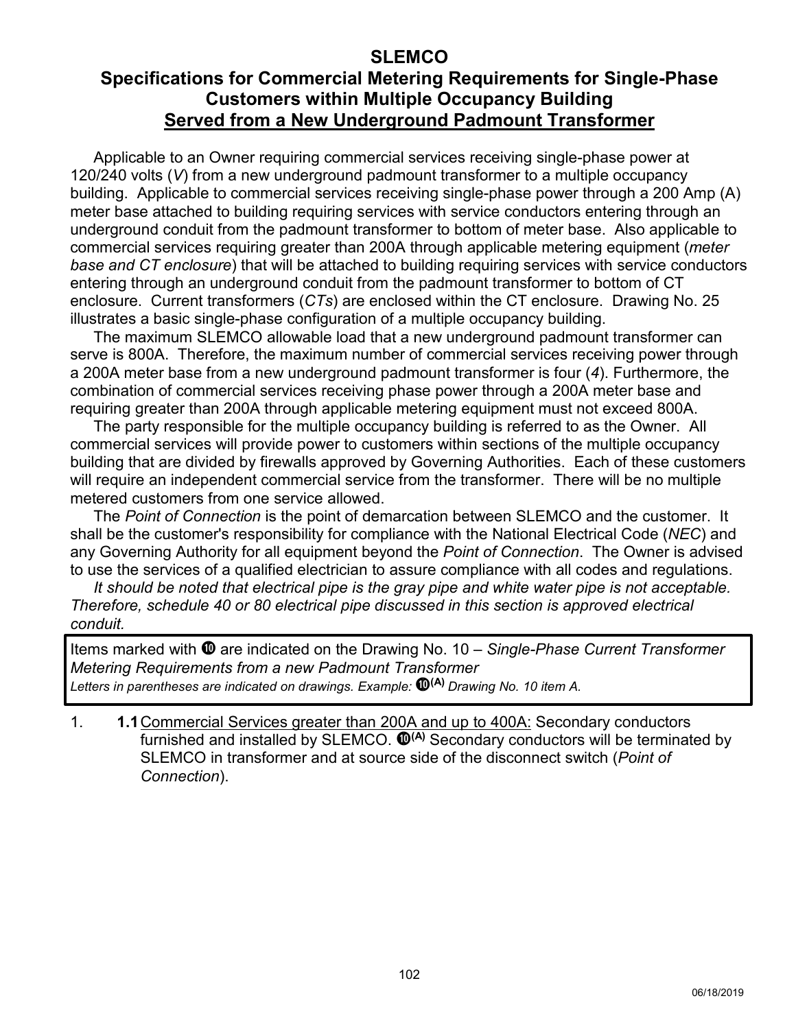# SLEMCO

## Specifications for Commercial Metering Requirements for Single-Phase Customers within Multiple Occupancy Building

## Served from a New Underground Padmount Transformer

Applicable to an Owner requiring commercial services receiving single-phase power at 120/240 volts (*V*) from a new underground padmount transformer to a multiple occupancy building. Applicable to commercial services receiving single-phase power through a 200 Amp (A) meter base attached to building requiring services with service conductors entering through an underground conduit from the padmount transformer to bottom of meter base. Also applicable to commercial services requiring greater than 200A through applicable metering equipment (*meter base and CT enclosure*) that will be attached to building requiring services with service conductors entering through an underground conduit from the padmount transformer to bottom of CT enclosure. Current transformers (*CTs*) are enclosed within the CT enclosure. Drawing No. 25 illustrates a basic single-phase configuration of a multiple occupancy building.

The maximum SLEMCO allowable load that a new underground padmount transformer can serve is 800A. Therefore, the maximum number of commercial services receiving power through a 200A meter base from a new underground padmount transformer is four (*4*). Furthermore, the combination of commercial services receiving phase power through a 200A meter base and requiring greater than 200A through applicable metering equipment must not exceed 800A.

The party responsible for the multiple occupancy building is referred to as the Owner. All commercial services will provide power to customers within sections of the multiple occupancy building that are divided by firewalls approved by Governing Authorities. Each of these customers will require an independent commercial service from the transformer. There will be no multiple metered customers from one service allowed.

The *Point of Connection* is the point of demarcation between SLEMCO and the customer. It shall be the customer's responsibility for compliance with the National Electrical Code (*NEC*) and any Governing Authority for all equipment beyond the *Point of Connection*. The Owner is advised to use the services of a qualified electrician to assure compliance with all codes and regulations.

*It should be noted that electrical pipe is the gray pipe and white water pipe is not acceptable. Therefore, schedule 40 or 80 electrical pipe discussed in this section is approved electrical conduit.*

> Items marked with ⑩ are indicated on the Drawing No. 10 – *Single-Phase Current Transformer Metering Requirements from a new Padmount Transformer*
> *Letters in parentheses are indicated on drawings. Example: ⑩(A) Drawing No. 10 item A.*

1. **1.1** Commercial Services greater than 200A and up to 400A: Secondary conductors furnished and installed by SLEMCO. ⑩(A) Secondary conductors will be terminated by SLEMCO in transformer and at source side of the disconnect switch (*Point of Connection*).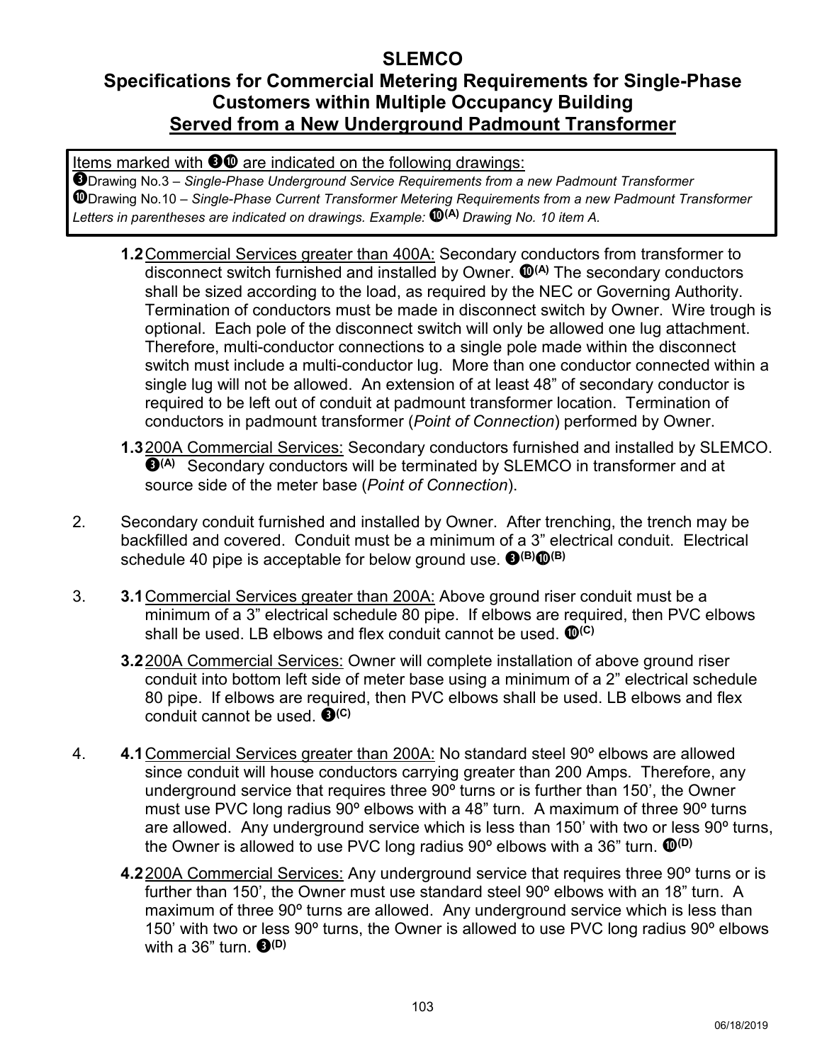## SLEMCO

## Specifications for Commercial Metering Requirements for Single-Phase Customers within Multiple Occupancy Building

## Served from a New Underground Padmount Transformer

> Items marked with ❸❿ are indicated on the following drawings:
>
> ❸Drawing No.3 – *Single-Phase Underground Service Requirements from a new Padmount Transformer*
>
> ❿Drawing No.10 – *Single-Phase Current Transformer Metering Requirements from a new Padmount Transformer*
>
> *Letters in parentheses are indicated on drawings. Example:* ❿(A) *Drawing No. 10 item A.*

**1.2** Commercial Services greater than 400A: Secondary conductors from transformer to disconnect switch furnished and installed by Owner. ❿(A) The secondary conductors shall be sized according to the load, as required by the NEC or Governing Authority. Termination of conductors must be made in disconnect switch by Owner. Wire trough is optional. Each pole of the disconnect switch will only be allowed one lug attachment. Therefore, multi-conductor connections to a single pole made within the disconnect switch must include a multi-conductor lug. More than one conductor connected within a single lug will not be allowed. An extension of at least 48" of secondary conductor is required to be left out of conduit at padmount transformer location. Termination of conductors in padmount transformer (*Point of Connection*) performed by Owner.

**1.3** 200A Commercial Services: Secondary conductors furnished and installed by SLEMCO. ❸(A) Secondary conductors will be terminated by SLEMCO in transformer and at source side of the meter base (*Point of Connection*).

2. Secondary conduit furnished and installed by Owner. After trenching, the trench may be backfilled and covered. Conduit must be a minimum of a 3" electrical conduit. Electrical schedule 40 pipe is acceptable for below ground use. ❸(B)❿(B)

3. **3.1** Commercial Services greater than 200A: Above ground riser conduit must be a minimum of a 3" electrical schedule 80 pipe. If elbows are required, then PVC elbows shall be used. LB elbows and flex conduit cannot be used. ❿(C)

   **3.2** 200A Commercial Services: Owner will complete installation of above ground riser conduit into bottom left side of meter base using a minimum of a 2" electrical schedule 80 pipe. If elbows are required, then PVC elbows shall be used. LB elbows and flex conduit cannot be used. ❸(C)

4. **4.1** Commercial Services greater than 200A: No standard steel 90º elbows are allowed since conduit will house conductors carrying greater than 200 Amps. Therefore, any underground service that requires three 90º turns or is further than 150', the Owner must use PVC long radius 90º elbows with a 48" turn. A maximum of three 90º turns are allowed. Any underground service which is less than 150' with two or less 90º turns, the Owner is allowed to use PVC long radius 90º elbows with a 36" turn. ❿(D)

   **4.2** 200A Commercial Services: Any underground service that requires three 90º turns or is further than 150', the Owner must use standard steel 90º elbows with an 18" turn. A maximum of three 90º turns are allowed. Any underground service which is less than 150' with two or less 90º turns, the Owner is allowed to use PVC long radius 90º elbows with a 36" turn. ❸(D)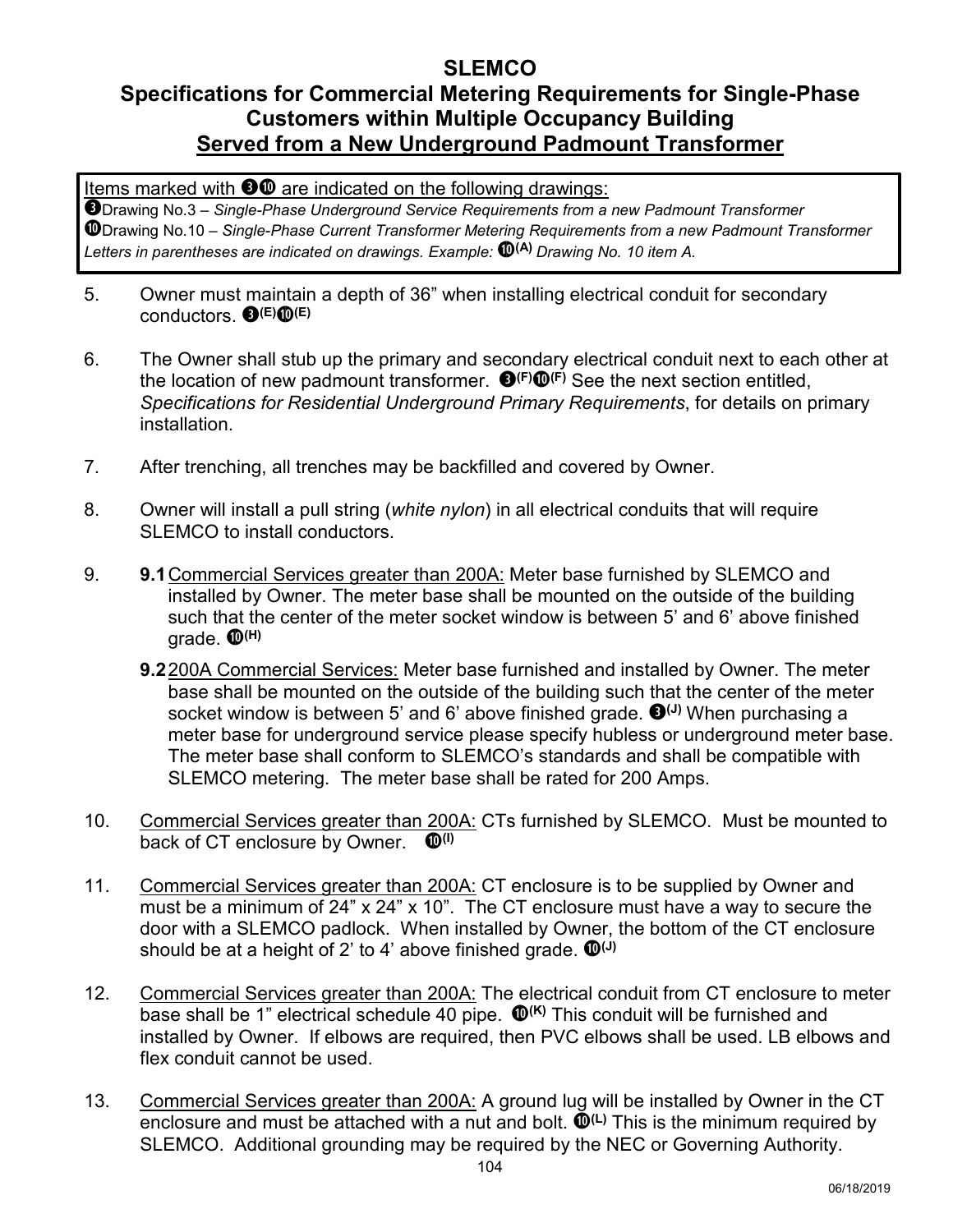**SLEMCO**

**Specifications for Commercial Metering Requirements for Single-Phase Customers within Multiple Occupancy Building**

**<u>Served from a New Underground Padmount Transformer</u>**

> <u>Items marked with ❸❿ are indicated on the following drawings:</u>
> ❸Drawing No.3 – *Single-Phase Underground Service Requirements from a new Padmount Transformer*
> ❿Drawing No.10 – *Single-Phase Current Transformer Metering Requirements from a new Padmount Transformer*
> *Letters in parentheses are indicated on drawings. Example:* ❿**(A)** *Drawing No. 10 item A.*

5. Owner must maintain a depth of 36" when installing electrical conduit for secondary conductors. ❸**(E)**❿**(E)**

6. The Owner shall stub up the primary and secondary electrical conduit next to each other at the location of new padmount transformer. ❸**(F)**❿**(F)** See the next section entitled, *Specifications for Residential Underground Primary Requirements*, for details on primary installation.

7. After trenching, all trenches may be backfilled and covered by Owner.

8. Owner will install a pull string (*white nylon*) in all electrical conduits that will require SLEMCO to install conductors.

9. **9.1** <u>Commercial Services greater than 200A:</u> Meter base furnished by SLEMCO and installed by Owner. The meter base shall be mounted on the outside of the building such that the center of the meter socket window is between 5' and 6' above finished grade. ❿**(H)**

   **9.2** <u>200A Commercial Services:</u> Meter base furnished and installed by Owner. The meter base shall be mounted on the outside of the building such that the center of the meter socket window is between 5' and 6' above finished grade. ❸**(J)** When purchasing a meter base for underground service please specify hubless or underground meter base. The meter base shall conform to SLEMCO's standards and shall be compatible with SLEMCO metering. The meter base shall be rated for 200 Amps.

10. <u>Commercial Services greater than 200A:</u> CTs furnished by SLEMCO. Must be mounted to back of CT enclosure by Owner. ❿**(I)**

11. <u>Commercial Services greater than 200A:</u> CT enclosure is to be supplied by Owner and must be a minimum of 24" x 24" x 10". The CT enclosure must have a way to secure the door with a SLEMCO padlock. When installed by Owner, the bottom of the CT enclosure should be at a height of 2' to 4' above finished grade. ❿**(J)**

12. <u>Commercial Services greater than 200A:</u> The electrical conduit from CT enclosure to meter base shall be 1" electrical schedule 40 pipe. ❿**(K)** This conduit will be furnished and installed by Owner. If elbows are required, then PVC elbows shall be used. LB elbows and flex conduit cannot be used.

13. <u>Commercial Services greater than 200A:</u> A ground lug will be installed by Owner in the CT enclosure and must be attached with a nut and bolt. ❿**(L)** This is the minimum required by SLEMCO. Additional grounding may be required by the NEC or Governing Authority.

06/18/2019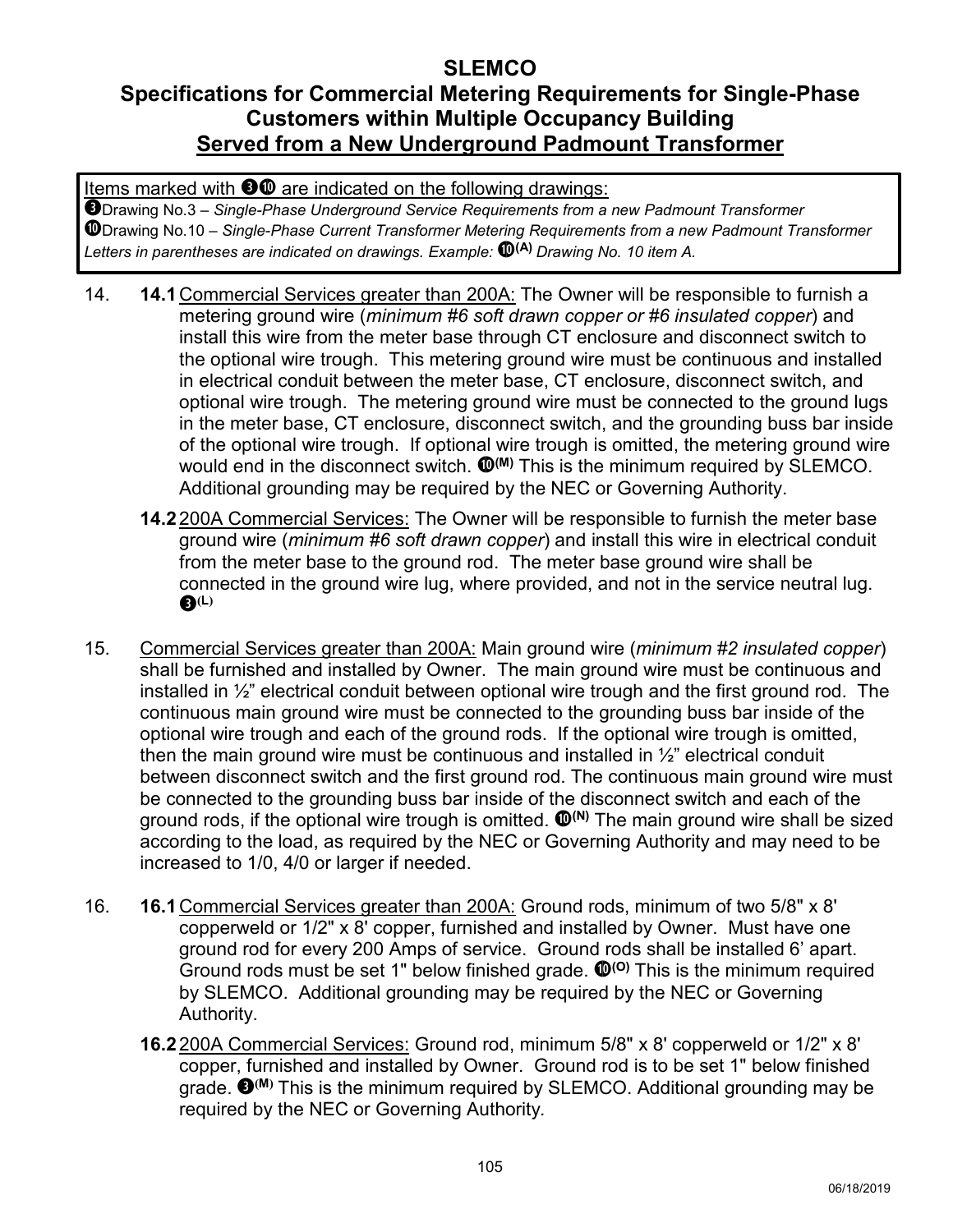# SLEMCO

## Specifications for Commercial Metering Requirements for Single-Phase Customers within Multiple Occupancy Building

## Served from a New Underground Padmount Transformer

Items marked with ❸❿ are indicated on the following drawings:
❸Drawing No.3 – *Single-Phase Underground Service Requirements from a new Padmount Transformer*
❿Drawing No.10 – *Single-Phase Current Transformer Metering Requirements from a new Padmount Transformer*
*Letters in parentheses are indicated on drawings. Example:* ❿**(A)** *Drawing No. 10 item A.*

14. **14.1** Commercial Services greater than 200A: The Owner will be responsible to furnish a metering ground wire (*minimum #6 soft drawn copper or #6 insulated copper*) and install this wire from the meter base through CT enclosure and disconnect switch to the optional wire trough. This metering ground wire must be continuous and installed in electrical conduit between the meter base, CT enclosure, disconnect switch, and optional wire trough. The metering ground wire must be connected to the ground lugs in the meter base, CT enclosure, disconnect switch, and the grounding buss bar inside of the optional wire trough. If optional wire trough is omitted, the metering ground wire would end in the disconnect switch. ❿**(M)** This is the minimum required by SLEMCO. Additional grounding may be required by the NEC or Governing Authority.

    **14.2** 200A Commercial Services: The Owner will be responsible to furnish the meter base ground wire (*minimum #6 soft drawn copper*) and install this wire in electrical conduit from the meter base to the ground rod. The meter base ground wire shall be connected in the ground wire lug, where provided, and not in the service neutral lug. ❸**(L)**

15. Commercial Services greater than 200A: Main ground wire (*minimum #2 insulated copper*) shall be furnished and installed by Owner. The main ground wire must be continuous and installed in ½" electrical conduit between optional wire trough and the first ground rod. The continuous main ground wire must be connected to the grounding buss bar inside of the optional wire trough and each of the ground rods. If the optional wire trough is omitted, then the main ground wire must be continuous and installed in ½" electrical conduit between disconnect switch and the first ground rod. The continuous main ground wire must be connected to the grounding buss bar inside of the disconnect switch and each of the ground rods, if the optional wire trough is omitted. ❿**(N)** The main ground wire shall be sized according to the load, as required by the NEC or Governing Authority and may need to be increased to 1/0, 4/0 or larger if needed.

16. **16.1** Commercial Services greater than 200A: Ground rods, minimum of two 5/8" x 8' copperweld or 1/2" x 8' copper, furnished and installed by Owner. Must have one ground rod for every 200 Amps of service. Ground rods shall be installed 6' apart. Ground rods must be set 1" below finished grade. ❿**(O)** This is the minimum required by SLEMCO. Additional grounding may be required by the NEC or Governing Authority.

    **16.2** 200A Commercial Services: Ground rod, minimum 5/8" x 8' copperweld or 1/2" x 8' copper, furnished and installed by Owner. Ground rod is to be set 1" below finished grade. ❸**(M)** This is the minimum required by SLEMCO. Additional grounding may be required by the NEC or Governing Authority.

06/18/2019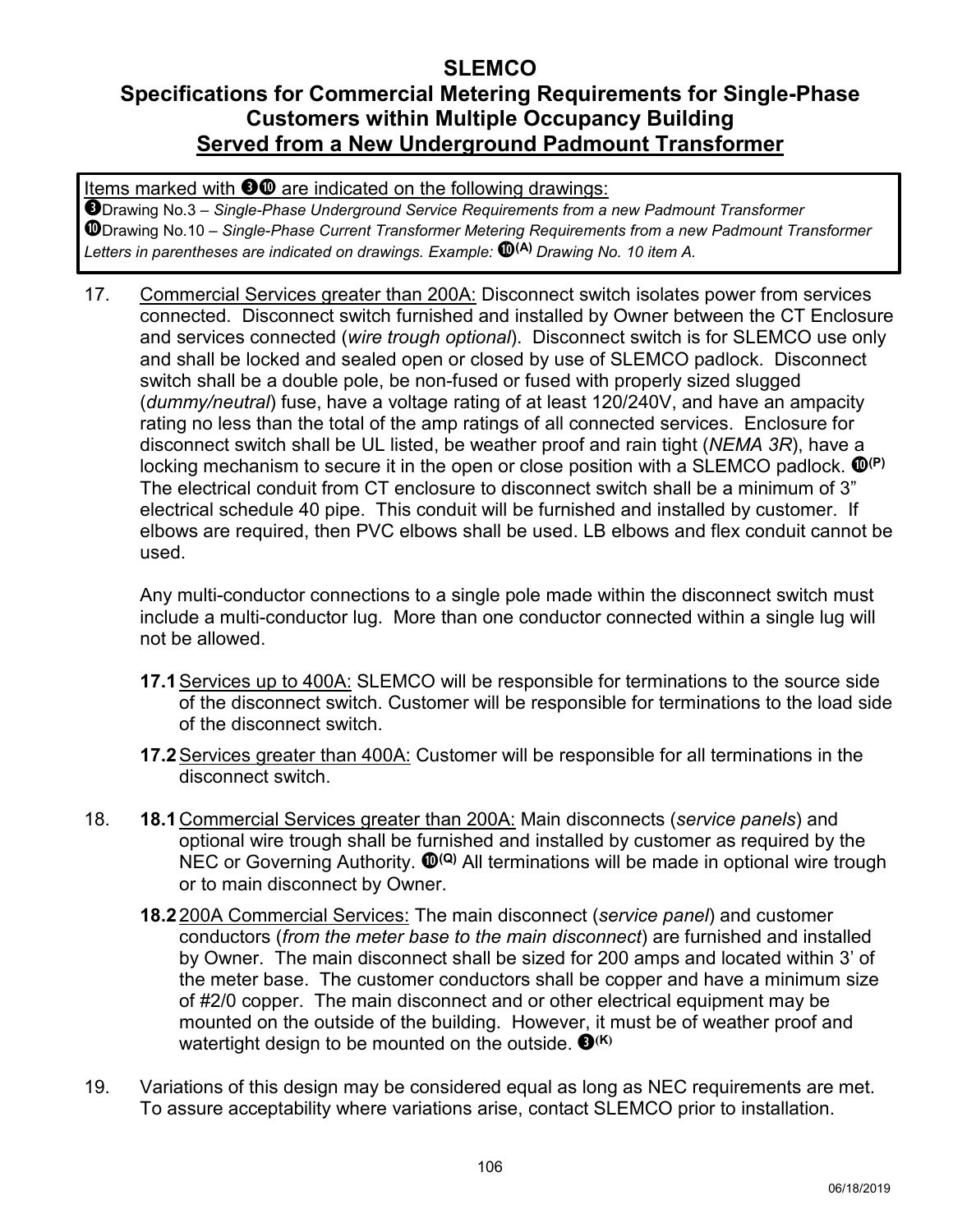**SLEMCO**

**Specifications for Commercial Metering Requirements for Single-Phase Customers within Multiple Occupancy Building**

**<u>Served from a New Underground Padmount Transformer</u>**

> <u>Items marked with ❸❿ are indicated on the following drawings:</u>
> ❸Drawing No.3 – *Single-Phase Underground Service Requirements from a new Padmount Transformer*
> ❿Drawing No.10 – *Single-Phase Current Transformer Metering Requirements from a new Padmount Transformer*
> *Letters in parentheses are indicated on drawings. Example:* **❿(A)** *Drawing No. 10 item A.*

17. <u>Commercial Services greater than 200A:</u> Disconnect switch isolates power from services connected. Disconnect switch furnished and installed by Owner between the CT Enclosure and services connected (*wire trough optional*). Disconnect switch is for SLEMCO use only and shall be locked and sealed open or closed by use of SLEMCO padlock. Disconnect switch shall be a double pole, be non-fused or fused with properly sized slugged (*dummy/neutral*) fuse, have a voltage rating of at least 120/240V, and have an ampacity rating no less than the total of the amp ratings of all connected services. Enclosure for disconnect switch shall be UL listed, be weather proof and rain tight (*NEMA 3R*), have a locking mechanism to secure it in the open or close position with a SLEMCO padlock. **❿(P)** The electrical conduit from CT enclosure to disconnect switch shall be a minimum of 3" electrical schedule 40 pipe. This conduit will be furnished and installed by customer. If elbows are required, then PVC elbows shall be used. LB elbows and flex conduit cannot be used.

    Any multi-conductor connections to a single pole made within the disconnect switch must include a multi-conductor lug. More than one conductor connected within a single lug will not be allowed.

    **17.1** <u>Services up to 400A:</u> SLEMCO will be responsible for terminations to the source side of the disconnect switch. Customer will be responsible for terminations to the load side of the disconnect switch.

    **17.2** <u>Services greater than 400A:</u> Customer will be responsible for all terminations in the disconnect switch.

18. **18.1** <u>Commercial Services greater than 200A:</u> Main disconnects (*service panels*) and optional wire trough shall be furnished and installed by customer as required by the NEC or Governing Authority. **❿(Q)** All terminations will be made in optional wire trough or to main disconnect by Owner.

    **18.2** <u>200A Commercial Services:</u> The main disconnect (*service panel*) and customer conductors (*from the meter base to the main disconnect*) are furnished and installed by Owner. The main disconnect shall be sized for 200 amps and located within 3' of the meter base. The customer conductors shall be copper and have a minimum size of #2/0 copper. The main disconnect and or other electrical equipment may be mounted on the outside of the building. However, it must be of weather proof and watertight design to be mounted on the outside. **❸(K)**

19. Variations of this design may be considered equal as long as NEC requirements are met. To assure acceptability where variations arise, contact SLEMCO prior to installation.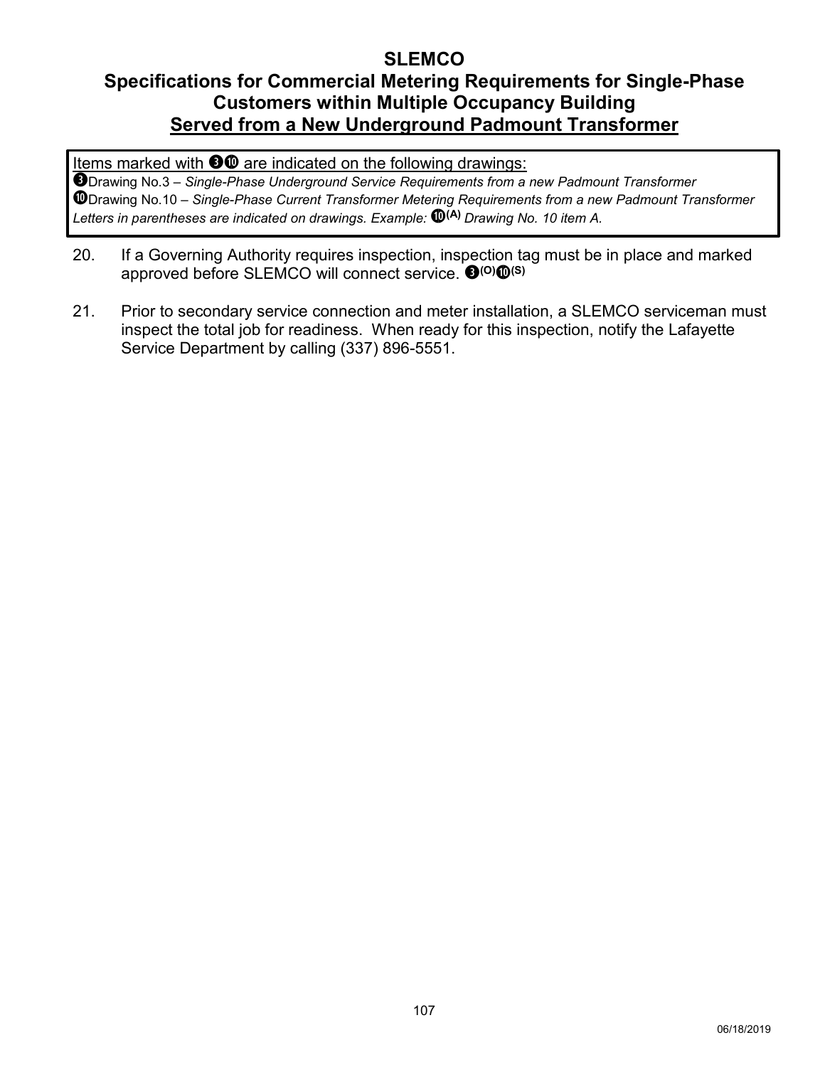# SLEMCO

## Specifications for Commercial Metering Requirements for Single-Phase Customers within Multiple Occupancy Building

## Served from a New Underground Padmount Transformer

Items marked with ❸❿ are indicated on the following drawings:
❸Drawing No.3 – *Single-Phase Underground Service Requirements from a new Padmount Transformer*
❿Drawing No.10 – *Single-Phase Current Transformer Metering Requirements from a new Padmount Transformer*
*Letters in parentheses are indicated on drawings. Example:* ❿**(A)** *Drawing No. 10 item A.*

20. If a Governing Authority requires inspection, inspection tag must be in place and marked approved before SLEMCO will connect service. ❸**(O)**❿**(S)**

21. Prior to secondary service connection and meter installation, a SLEMCO serviceman must inspect the total job for readiness. When ready for this inspection, notify the Lafayette Service Department by calling (337) 896-5551.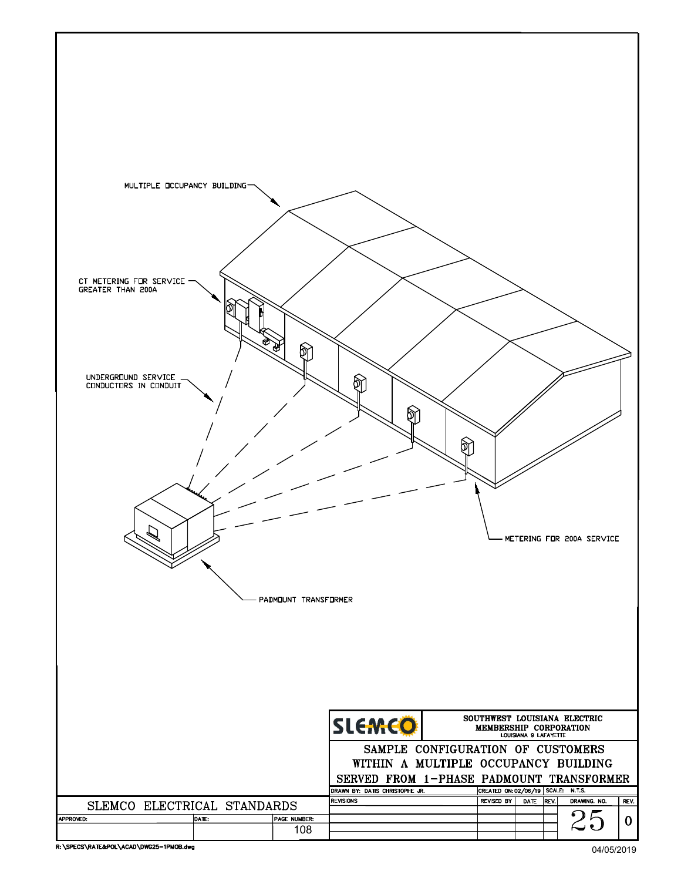MULTIPLE OCCUPANCY BUILDING

CT METERING FOR SERVICE GREATER THAN 200A

UNDERGROUND SERVICE CONDUCTORS IN CONDUIT

METERING FOR 200A SERVICE

PADMOUNT TRANSFORMER

SLEMCO

SOUTHWEST LOUISIANA ELECTRIC MEMBERSHIP CORPORATION
LOUISIANA 9 LAFAYETTE

SAMPLE CONFIGURATION OF CUSTOMERS WITHIN A MULTIPLE OCCUPANCY BUILDING SERVED FROM 1-PHASE PADMOUNT TRANSFORMER

| DRAWN BY: DATIS CHRISTOPHE JR. | CREATED ON: 02/06/19 | SCALE: N.T.S. | | | | |
|---|---|---|---|---|---|---|
| REVISIONS | REVISED BY | DATE | REV. | DRAWING. NO. | REV. |
| | | | | 25 | 0 |

SLEMCO ELECTRICAL STANDARDS

| APPROVED: | DATE: | PAGE NUMBER: |
|---|---|---|
| | | 108 |

R:\SPECS\RATE&POL\ACAD\DWG25-1PMOB.dwg

04/05/2019